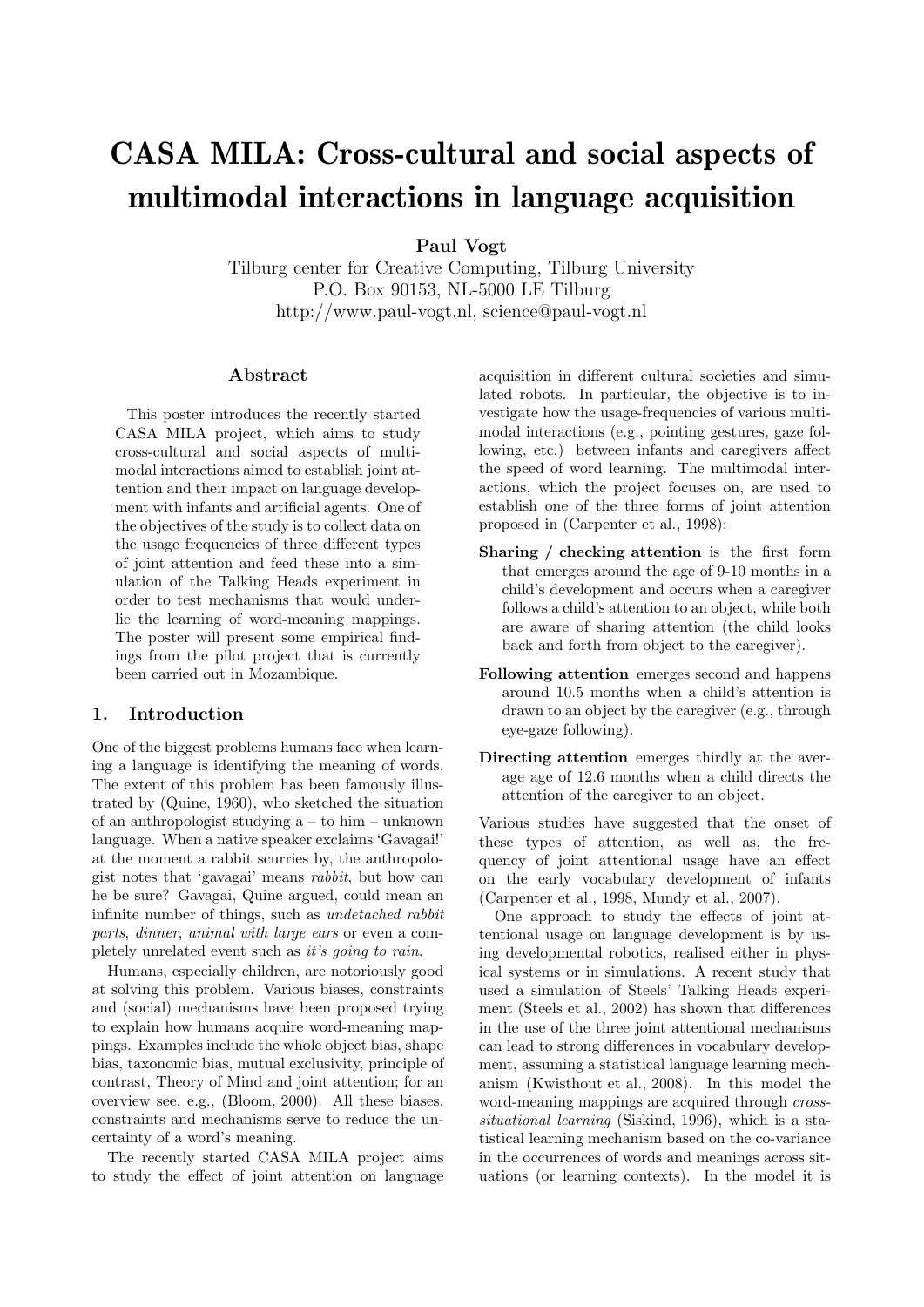# CASA MILA: Cross-cultural and social aspects of multimodal interactions in language acquisition

**Paul Vogt**
Tilburg center for Creative Computing, Tilburg University
P.O. Box 90153, NL-5000 LE Tilburg
http://www.paul-vogt.nl, science@paul-vogt.nl

## Abstract

This poster introduces the recently started CASA MILA project, which aims to study cross-cultural and social aspects of multimodal interactions aimed to establish joint attention and their impact on language development with infants and artificial agents. One of the objectives of the study is to collect data on the usage frequencies of three different types of joint attention and feed these into a simulation of the Talking Heads experiment in order to test mechanisms that would underlie the learning of word-meaning mappings. The poster will present some empirical findings from the pilot project that is currently been carried out in Mozambique.

## 1. Introduction

One of the biggest problems humans face when learning a language is identifying the meaning of words. The extent of this problem has been famously illustrated by (Quine, 1960), who sketched the situation of an anthropologist studying a – to him – unknown language. When a native speaker exclaims 'Gavagai!' at the moment a rabbit scurries by, the anthropologist notes that 'gavagai' means *rabbit*, but how can he be sure? Gavagai, Quine argued, could mean an infinite number of things, such as *undetached rabbit parts*, *dinner*, *animal with large ears* or even a completely unrelated event such as *it's going to rain*.

Humans, especially children, are notoriously good at solving this problem. Various biases, constraints and (social) mechanisms have been proposed trying to explain how humans acquire word-meaning mappings. Examples include the whole object bias, shape bias, taxonomic bias, mutual exclusivity, principle of contrast, Theory of Mind and joint attention; for an overview see, e.g., (Bloom, 2000). All these biases, constraints and mechanisms serve to reduce the uncertainty of a word's meaning.

The recently started CASA MILA project aims to study the effect of joint attention on language acquisition in different cultural societies and simulated robots. In particular, the objective is to investigate how the usage-frequencies of various multimodal interactions (e.g., pointing gestures, gaze following, etc.) between infants and caregivers affect the speed of word learning. The multimodal interactions, which the project focuses on, are used to establish one of the three forms of joint attention proposed in (Carpenter et al., 1998):

- **Sharing / checking attention** is the first form that emerges around the age of 9-10 months in a child's development and occurs when a caregiver follows a child's attention to an object, while both are aware of sharing attention (the child looks back and forth from object to the caregiver).
- **Following attention** emerges second and happens around 10.5 months when a child's attention is drawn to an object by the caregiver (e.g., through eye-gaze following).
- **Directing attention** emerges thirdly at the average age of 12.6 months when a child directs the attention of the caregiver to an object.

Various studies have suggested that the onset of these types of attention, as well as, the frequency of joint attentional usage have an effect on the early vocabulary development of infants (Carpenter et al., 1998, Mundy et al., 2007).

One approach to study the effects of joint attentional usage on language development is by using developmental robotics, realised either in physical systems or in simulations. A recent study that used a simulation of Steels' Talking Heads experiment (Steels et al., 2002) has shown that differences in the use of the three joint attentional mechanisms can lead to strong differences in vocabulary development, assuming a statistical language learning mechanism (Kwisthout et al., 2008). In this model the word-meaning mappings are acquired through *cross-situational learning* (Siskind, 1996), which is a statistical learning mechanism based on the co-variance in the occurrences of words and meanings across situations (or learning contexts). In the model it is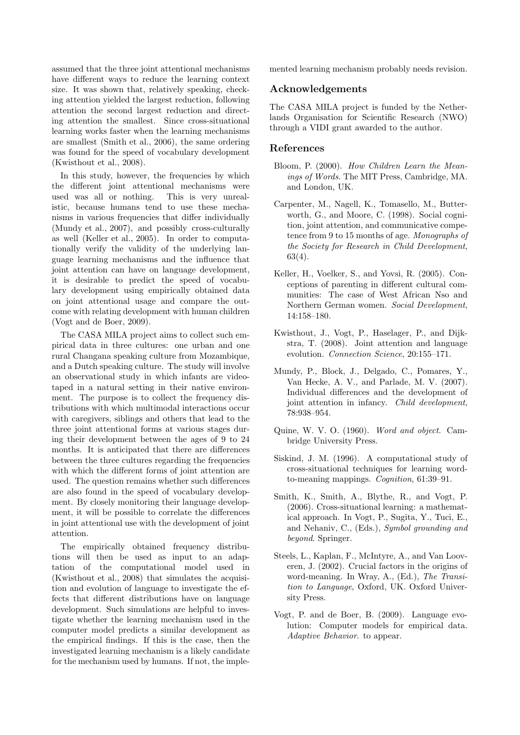assumed that the three joint attentional mechanisms have different ways to reduce the learning context size. It was shown that, relatively speaking, checking attention yielded the largest reduction, following attention the second largest reduction and directing attention the smallest. Since cross-situational learning works faster when the learning mechanisms are smallest (Smith et al., 2006), the same ordering was found for the speed of vocabulary development (Kwisthout et al., 2008).

In this study, however, the frequencies by which the different joint attentional mechanisms were used was all or nothing. This is very unrealistic, because humans tend to use these mechanisms in various frequencies that differ individually (Mundy et al., 2007), and possibly cross-culturally as well (Keller et al., 2005). In order to computationally verify the validity of the underlying language learning mechanisms and the influence that joint attention can have on language development, it is desirable to predict the speed of vocabulary development using empirically obtained data on joint attentional usage and compare the outcome with relating development with human children (Vogt and de Boer, 2009).

The CASA MILA project aims to collect such empirical data in three cultures: one urban and one rural Changana speaking culture from Mozambique, and a Dutch speaking culture. The study will involve an observational study in which infants are videotaped in a natural setting in their native environment. The purpose is to collect the frequency distributions with which multimodal interactions occur with caregivers, siblings and others that lead to the three joint attentional forms at various stages during their development between the ages of 9 to 24 months. It is anticipated that there are differences between the three cultures regarding the frequencies with which the different forms of joint attention are used. The question remains whether such differences are also found in the speed of vocabulary development. By closely monitoring their language development, it will be possible to correlate the differences in joint attentional use with the development of joint attention.

The empirically obtained frequency distributions will then be used as input to an adaptation of the computational model used in (Kwisthout et al., 2008) that simulates the acquisition and evolution of language to investigate the effects that different distributions have on language development. Such simulations are helpful to investigate whether the learning mechanism used in the computer model predicts a similar development as the empirical findings. If this is the case, then the investigated learning mechanism is a likely candidate for the mechanism used by humans. If not, the implemented learning mechanism probably needs revision.

## Acknowledgements

The CASA MILA project is funded by the Netherlands Organisation for Scientific Research (NWO) through a VIDI grant awarded to the author.

## References

Bloom, P. (2000). *How Children Learn the Meanings of Words*. The MIT Press, Cambridge, MA. and London, UK.

Carpenter, M., Nagell, K., Tomasello, M., Butterworth, G., and Moore, C. (1998). Social cognition, joint attention, and communicative competence from 9 to 15 months of age. *Monographs of the Society for Research in Child Development*, 63(4).

Keller, H., Voelker, S., and Yovsi, R. (2005). Conceptions of parenting in different cultural communities: The case of West African Nso and Northern German women. *Social Development*, 14:158–180.

Kwisthout, J., Vogt, P., Haselager, P., and Dijkstra, T. (2008). Joint attention and language evolution. *Connection Science*, 20:155–171.

Mundy, P., Block, J., Delgado, C., Pomares, Y., Van Hecke, A. V., and Parlade, M. V. (2007). Individual differences and the development of joint attention in infancy. *Child development*, 78:938–954.

Quine, W. V. O. (1960). *Word and object*. Cambridge University Press.

Siskind, J. M. (1996). A computational study of cross-situational techniques for learning word-to-meaning mappings. *Cognition*, 61:39–91.

Smith, K., Smith, A., Blythe, R., and Vogt, P. (2006). Cross-situational learning: a mathematical approach. In Vogt, P., Sugita, Y., Tuci, E., and Nehaniv, C., (Eds.), *Symbol grounding and beyond*. Springer.

Steels, L., Kaplan, F., McIntyre, A., and Van Looveren, J. (2002). Crucial factors in the origins of word-meaning. In Wray, A., (Ed.), *The Transition to Language*, Oxford, UK. Oxford University Press.

Vogt, P. and de Boer, B. (2009). Language evolution: Computer models for empirical data. *Adaptive Behavior*. to appear.